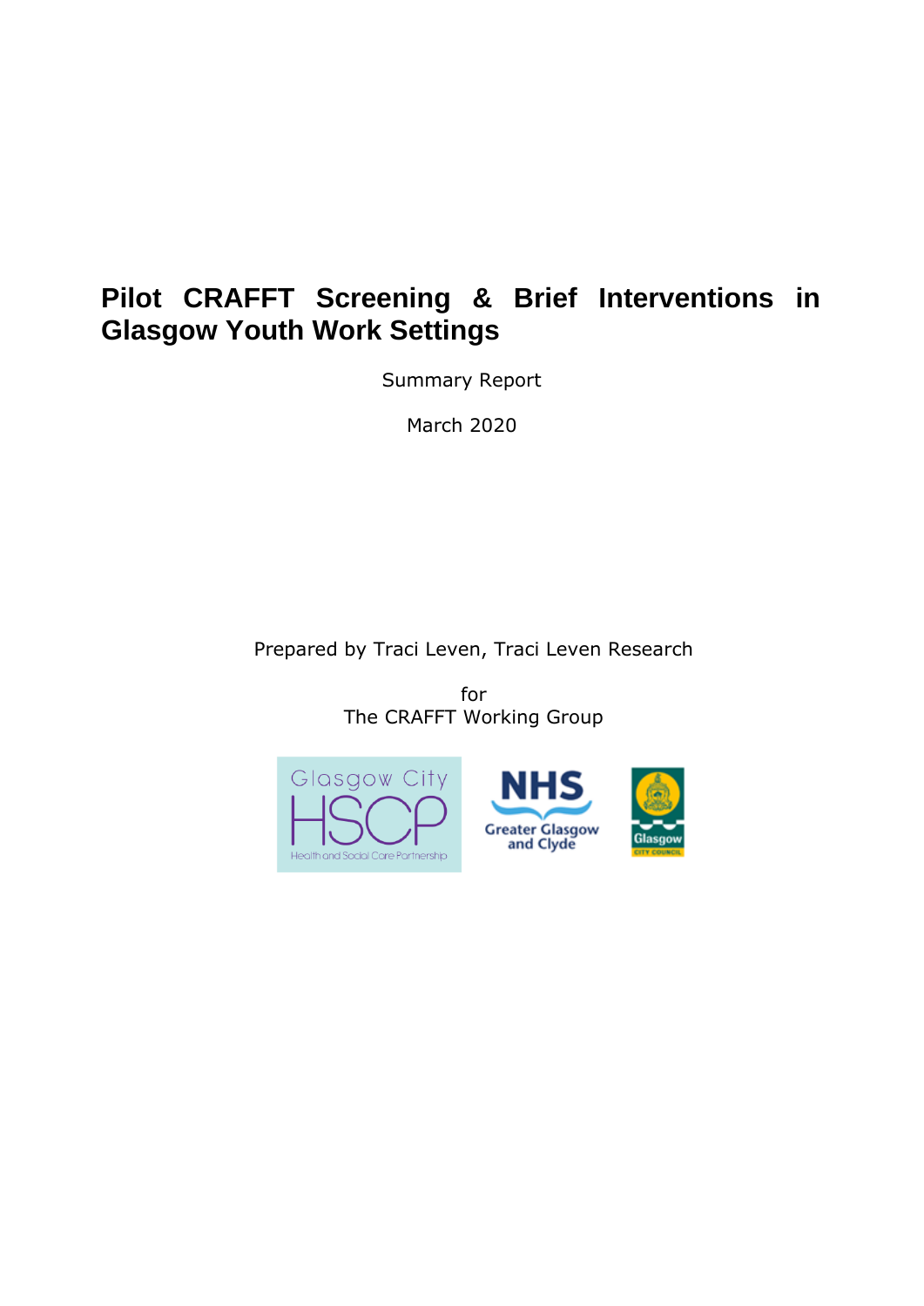# Pilot CRAFFT Screening & Brief Interventions in Glasgow Youth Work Settings

Summary Report

March 2020

Prepared by Traci Leven, Traci Leven Research

for
The CRAFFT Working Group

Glasgow City HSCP Health and Social Care Partnership

NHS Greater Glasgow and Clyde

Glasgow City Council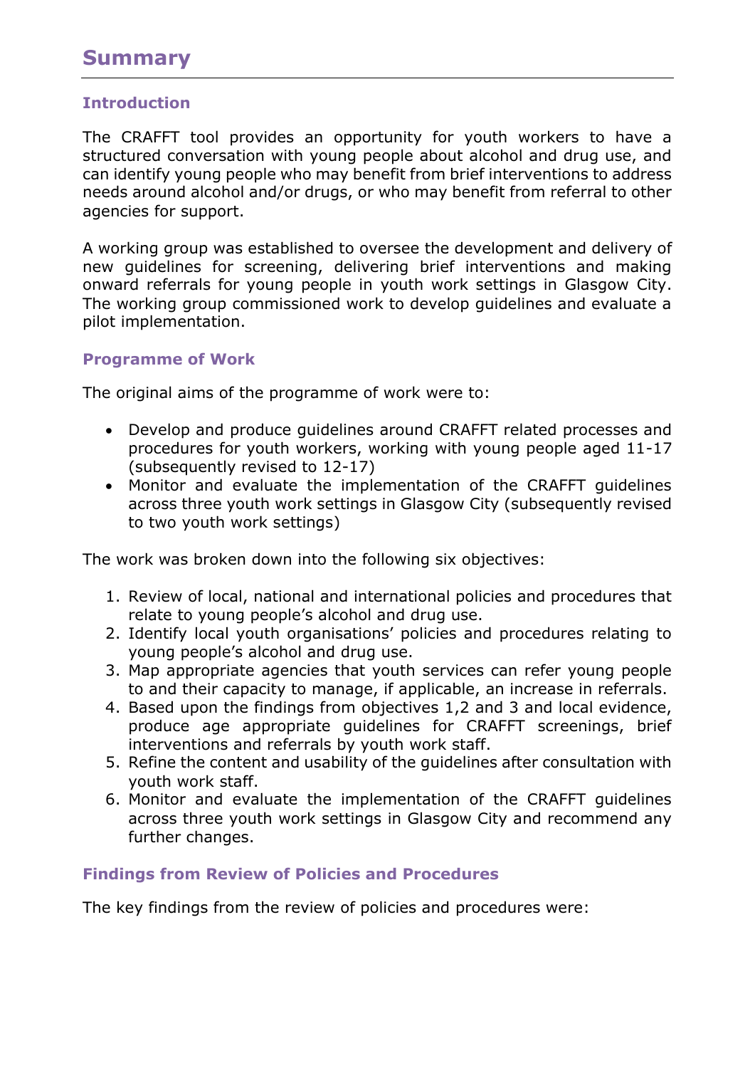# Summary

## Introduction

The CRAFFT tool provides an opportunity for youth workers to have a structured conversation with young people about alcohol and drug use, and can identify young people who may benefit from brief interventions to address needs around alcohol and/or drugs, or who may benefit from referral to other agencies for support.

A working group was established to oversee the development and delivery of new guidelines for screening, delivering brief interventions and making onward referrals for young people in youth work settings in Glasgow City. The working group commissioned work to develop guidelines and evaluate a pilot implementation.

## Programme of Work

The original aims of the programme of work were to:

- Develop and produce guidelines around CRAFFT related processes and procedures for youth workers, working with young people aged 11-17 (subsequently revised to 12-17)
- Monitor and evaluate the implementation of the CRAFFT guidelines across three youth work settings in Glasgow City (subsequently revised to two youth work settings)

The work was broken down into the following six objectives:

1. Review of local, national and international policies and procedures that relate to young people's alcohol and drug use.
2. Identify local youth organisations' policies and procedures relating to young people's alcohol and drug use.
3. Map appropriate agencies that youth services can refer young people to and their capacity to manage, if applicable, an increase in referrals.
4. Based upon the findings from objectives 1,2 and 3 and local evidence, produce age appropriate guidelines for CRAFFT screenings, brief interventions and referrals by youth work staff.
5. Refine the content and usability of the guidelines after consultation with youth work staff.
6. Monitor and evaluate the implementation of the CRAFFT guidelines across three youth work settings in Glasgow City and recommend any further changes.

## Findings from Review of Policies and Procedures

The key findings from the review of policies and procedures were: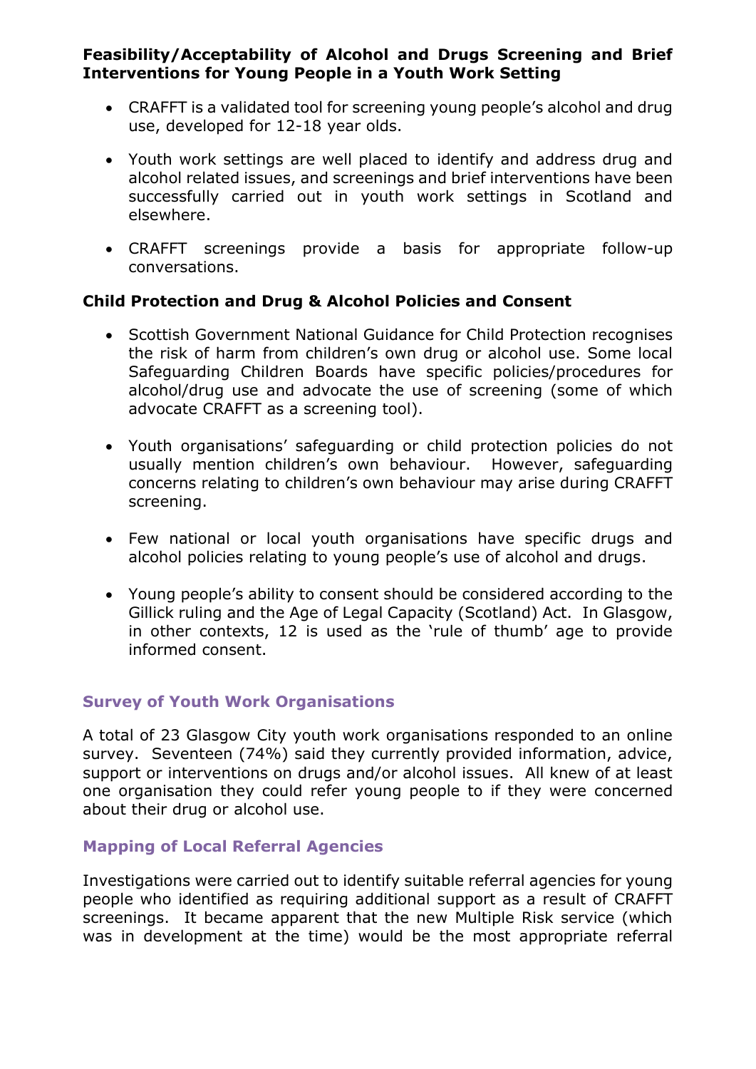**Feasibility/Acceptability of Alcohol and Drugs Screening and Brief Interventions for Young People in a Youth Work Setting**

- CRAFFT is a validated tool for screening young people's alcohol and drug use, developed for 12-18 year olds.
- Youth work settings are well placed to identify and address drug and alcohol related issues, and screenings and brief interventions have been successfully carried out in youth work settings in Scotland and elsewhere.
- CRAFFT screenings provide a basis for appropriate follow-up conversations.

**Child Protection and Drug & Alcohol Policies and Consent**

- Scottish Government National Guidance for Child Protection recognises the risk of harm from children's own drug or alcohol use. Some local Safeguarding Children Boards have specific policies/procedures for alcohol/drug use and advocate the use of screening (some of which advocate CRAFFT as a screening tool).
- Youth organisations' safeguarding or child protection policies do not usually mention children's own behaviour. However, safeguarding concerns relating to children's own behaviour may arise during CRAFFT screening.
- Few national or local youth organisations have specific drugs and alcohol policies relating to young people's use of alcohol and drugs.
- Young people's ability to consent should be considered according to the Gillick ruling and the Age of Legal Capacity (Scotland) Act. In Glasgow, in other contexts, 12 is used as the 'rule of thumb' age to provide informed consent.

### Survey of Youth Work Organisations

A total of 23 Glasgow City youth work organisations responded to an online survey. Seventeen (74%) said they currently provided information, advice, support or interventions on drugs and/or alcohol issues. All knew of at least one organisation they could refer young people to if they were concerned about their drug or alcohol use.

### Mapping of Local Referral Agencies

Investigations were carried out to identify suitable referral agencies for young people who identified as requiring additional support as a result of CRAFFT screenings. It became apparent that the new Multiple Risk service (which was in development at the time) would be the most appropriate referral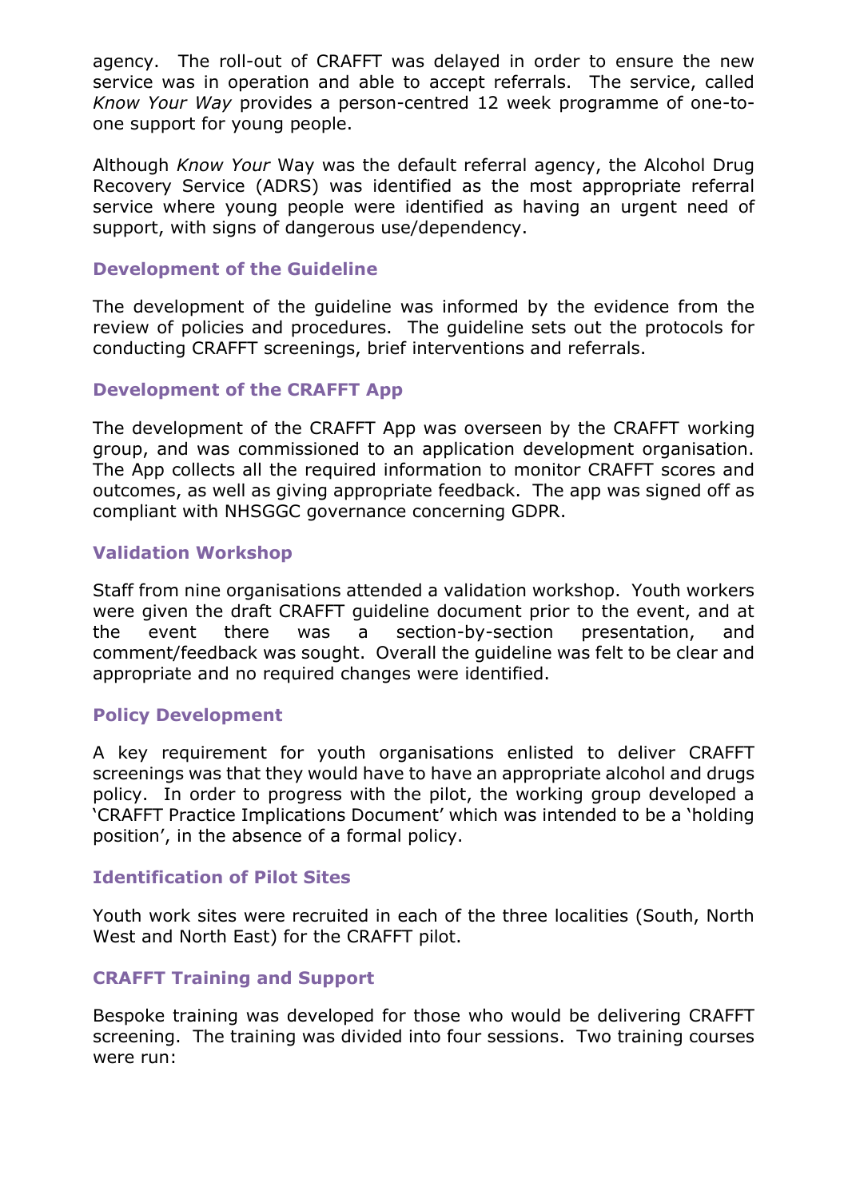agency. The roll-out of CRAFFT was delayed in order to ensure the new service was in operation and able to accept referrals. The service, called *Know Your Way* provides a person-centred 12 week programme of one-to-one support for young people.

Although *Know Your* Way was the default referral agency, the Alcohol Drug Recovery Service (ADRS) was identified as the most appropriate referral service where young people were identified as having an urgent need of support, with signs of dangerous use/dependency.

### Development of the Guideline

The development of the guideline was informed by the evidence from the review of policies and procedures. The guideline sets out the protocols for conducting CRAFFT screenings, brief interventions and referrals.

### Development of the CRAFFT App

The development of the CRAFFT App was overseen by the CRAFFT working group, and was commissioned to an application development organisation. The App collects all the required information to monitor CRAFFT scores and outcomes, as well as giving appropriate feedback. The app was signed off as compliant with NHSGGC governance concerning GDPR.

### Validation Workshop

Staff from nine organisations attended a validation workshop. Youth workers were given the draft CRAFFT guideline document prior to the event, and at the event there was a section-by-section presentation, and comment/feedback was sought. Overall the guideline was felt to be clear and appropriate and no required changes were identified.

### Policy Development

A key requirement for youth organisations enlisted to deliver CRAFFT screenings was that they would have to have an appropriate alcohol and drugs policy. In order to progress with the pilot, the working group developed a 'CRAFFT Practice Implications Document' which was intended to be a 'holding position', in the absence of a formal policy.

### Identification of Pilot Sites

Youth work sites were recruited in each of the three localities (South, North West and North East) for the CRAFFT pilot.

### CRAFFT Training and Support

Bespoke training was developed for those who would be delivering CRAFFT screening. The training was divided into four sessions. Two training courses were run: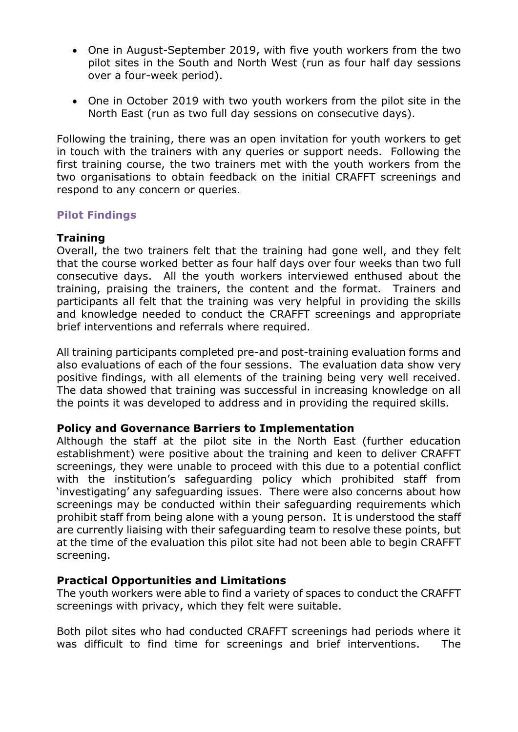- One in August-September 2019, with five youth workers from the two pilot sites in the South and North West (run as four half day sessions over a four-week period).
- One in October 2019 with two youth workers from the pilot site in the North East (run as two full day sessions on consecutive days).

Following the training, there was an open invitation for youth workers to get in touch with the trainers with any queries or support needs. Following the first training course, the two trainers met with the youth workers from the two organisations to obtain feedback on the initial CRAFFT screenings and respond to any concern or queries.

## Pilot Findings

### Training

Overall, the two trainers felt that the training had gone well, and they felt that the course worked better as four half days over four weeks than two full consecutive days. All the youth workers interviewed enthused about the training, praising the trainers, the content and the format. Trainers and participants all felt that the training was very helpful in providing the skills and knowledge needed to conduct the CRAFFT screenings and appropriate brief interventions and referrals where required.

All training participants completed pre-and post-training evaluation forms and also evaluations of each of the four sessions. The evaluation data show very positive findings, with all elements of the training being very well received. The data showed that training was successful in increasing knowledge on all the points it was developed to address and in providing the required skills.

### Policy and Governance Barriers to Implementation

Although the staff at the pilot site in the North East (further education establishment) were positive about the training and keen to deliver CRAFFT screenings, they were unable to proceed with this due to a potential conflict with the institution's safeguarding policy which prohibited staff from 'investigating' any safeguarding issues. There were also concerns about how screenings may be conducted within their safeguarding requirements which prohibit staff from being alone with a young person. It is understood the staff are currently liaising with their safeguarding team to resolve these points, but at the time of the evaluation this pilot site had not been able to begin CRAFFT screening.

### Practical Opportunities and Limitations

The youth workers were able to find a variety of spaces to conduct the CRAFFT screenings with privacy, which they felt were suitable.

Both pilot sites who had conducted CRAFFT screenings had periods where it was difficult to find time for screenings and brief interventions. The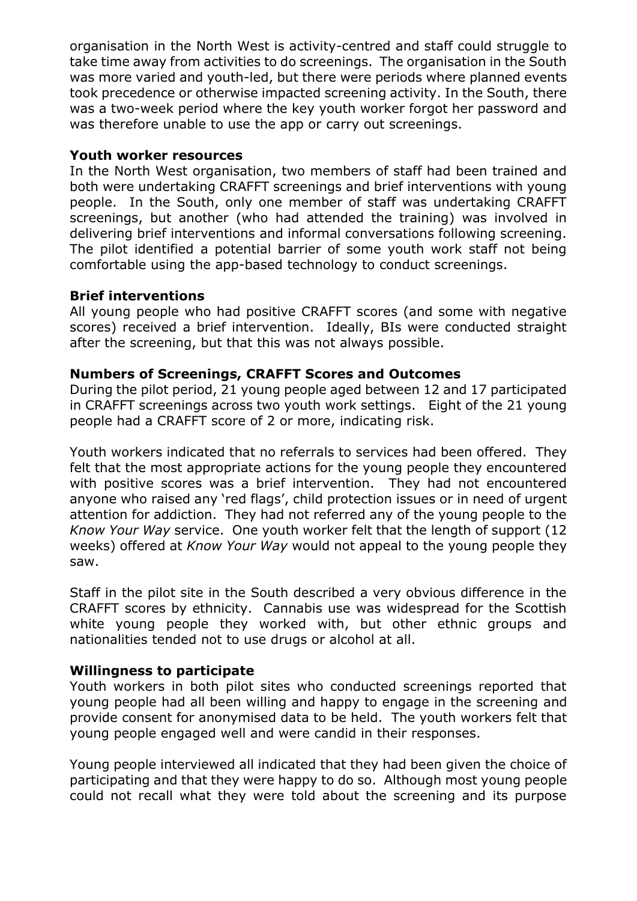organisation in the North West is activity-centred and staff could struggle to take time away from activities to do screenings. The organisation in the South was more varied and youth-led, but there were periods where planned events took precedence or otherwise impacted screening activity. In the South, there was a two-week period where the key youth worker forgot her password and was therefore unable to use the app or carry out screenings.

**Youth worker resources**

In the North West organisation, two members of staff had been trained and both were undertaking CRAFFT screenings and brief interventions with young people. In the South, only one member of staff was undertaking CRAFFT screenings, but another (who had attended the training) was involved in delivering brief interventions and informal conversations following screening. The pilot identified a potential barrier of some youth work staff not being comfortable using the app-based technology to conduct screenings.

**Brief interventions**

All young people who had positive CRAFFT scores (and some with negative scores) received a brief intervention. Ideally, BIs were conducted straight after the screening, but that this was not always possible.

**Numbers of Screenings, CRAFFT Scores and Outcomes**

During the pilot period, 21 young people aged between 12 and 17 participated in CRAFFT screenings across two youth work settings. Eight of the 21 young people had a CRAFFT score of 2 or more, indicating risk.

Youth workers indicated that no referrals to services had been offered. They felt that the most appropriate actions for the young people they encountered with positive scores was a brief intervention. They had not encountered anyone who raised any 'red flags', child protection issues or in need of urgent attention for addiction. They had not referred any of the young people to the *Know Your Way* service. One youth worker felt that the length of support (12 weeks) offered at *Know Your Way* would not appeal to the young people they saw.

Staff in the pilot site in the South described a very obvious difference in the CRAFFT scores by ethnicity. Cannabis use was widespread for the Scottish white young people they worked with, but other ethnic groups and nationalities tended not to use drugs or alcohol at all.

**Willingness to participate**

Youth workers in both pilot sites who conducted screenings reported that young people had all been willing and happy to engage in the screening and provide consent for anonymised data to be held. The youth workers felt that young people engaged well and were candid in their responses.

Young people interviewed all indicated that they had been given the choice of participating and that they were happy to do so. Although most young people could not recall what they were told about the screening and its purpose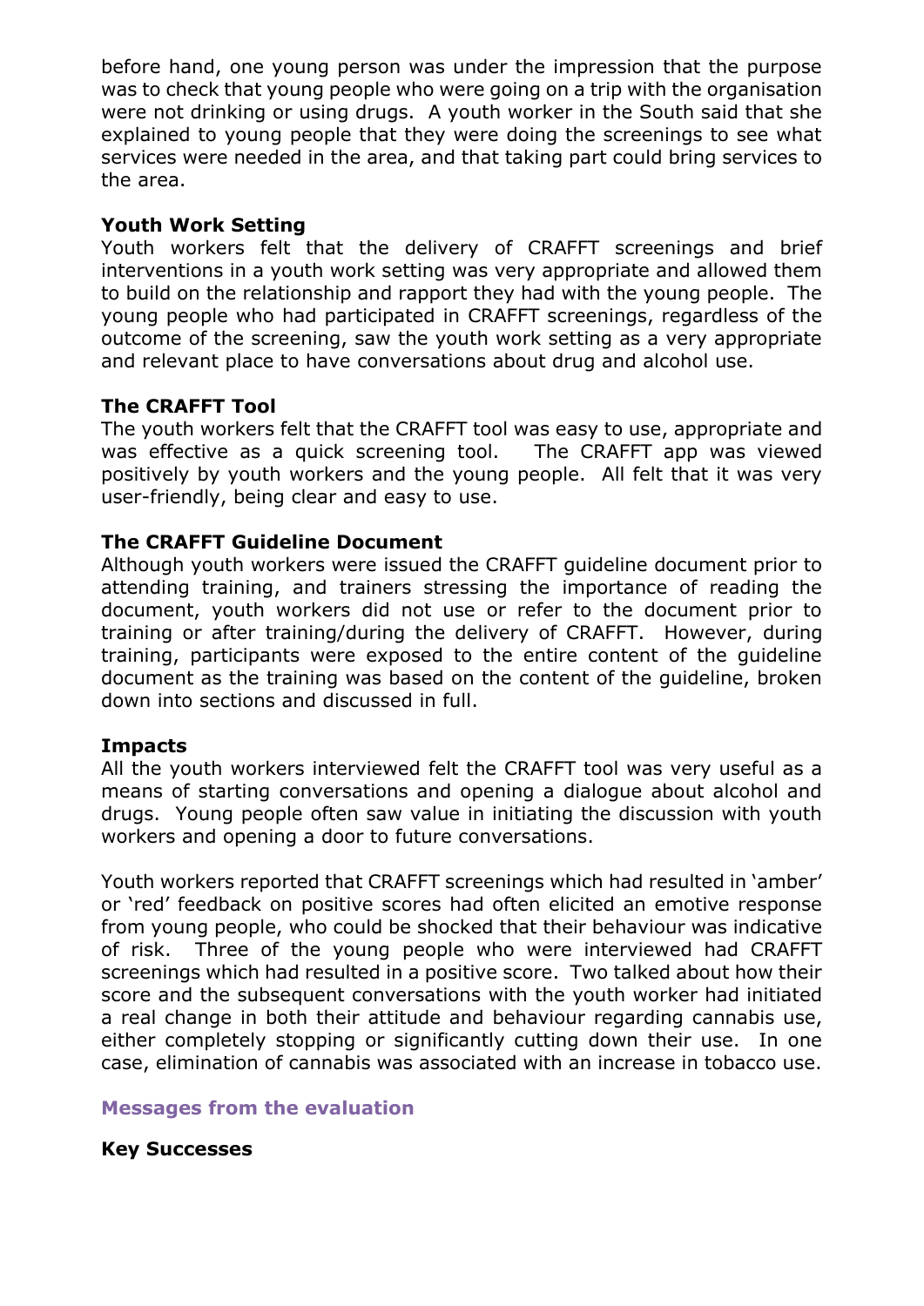before hand, one young person was under the impression that the purpose was to check that young people who were going on a trip with the organisation were not drinking or using drugs. A youth worker in the South said that she explained to young people that they were doing the screenings to see what services were needed in the area, and that taking part could bring services to the area.

**Youth Work Setting**

Youth workers felt that the delivery of CRAFFT screenings and brief interventions in a youth work setting was very appropriate and allowed them to build on the relationship and rapport they had with the young people. The young people who had participated in CRAFFT screenings, regardless of the outcome of the screening, saw the youth work setting as a very appropriate and relevant place to have conversations about drug and alcohol use.

**The CRAFFT Tool**

The youth workers felt that the CRAFFT tool was easy to use, appropriate and was effective as a quick screening tool. The CRAFFT app was viewed positively by youth workers and the young people. All felt that it was very user-friendly, being clear and easy to use.

**The CRAFFT Guideline Document**

Although youth workers were issued the CRAFFT guideline document prior to attending training, and trainers stressing the importance of reading the document, youth workers did not use or refer to the document prior to training or after training/during the delivery of CRAFFT. However, during training, participants were exposed to the entire content of the guideline document as the training was based on the content of the guideline, broken down into sections and discussed in full.

**Impacts**

All the youth workers interviewed felt the CRAFFT tool was very useful as a means of starting conversations and opening a dialogue about alcohol and drugs. Young people often saw value in initiating the discussion with youth workers and opening a door to future conversations.

Youth workers reported that CRAFFT screenings which had resulted in 'amber' or 'red' feedback on positive scores had often elicited an emotive response from young people, who could be shocked that their behaviour was indicative of risk. Three of the young people who were interviewed had CRAFFT screenings which had resulted in a positive score. Two talked about how their score and the subsequent conversations with the youth worker had initiated a real change in both their attitude and behaviour regarding cannabis use, either completely stopping or significantly cutting down their use. In one case, elimination of cannabis was associated with an increase in tobacco use.

## Messages from the evaluation

**Key Successes**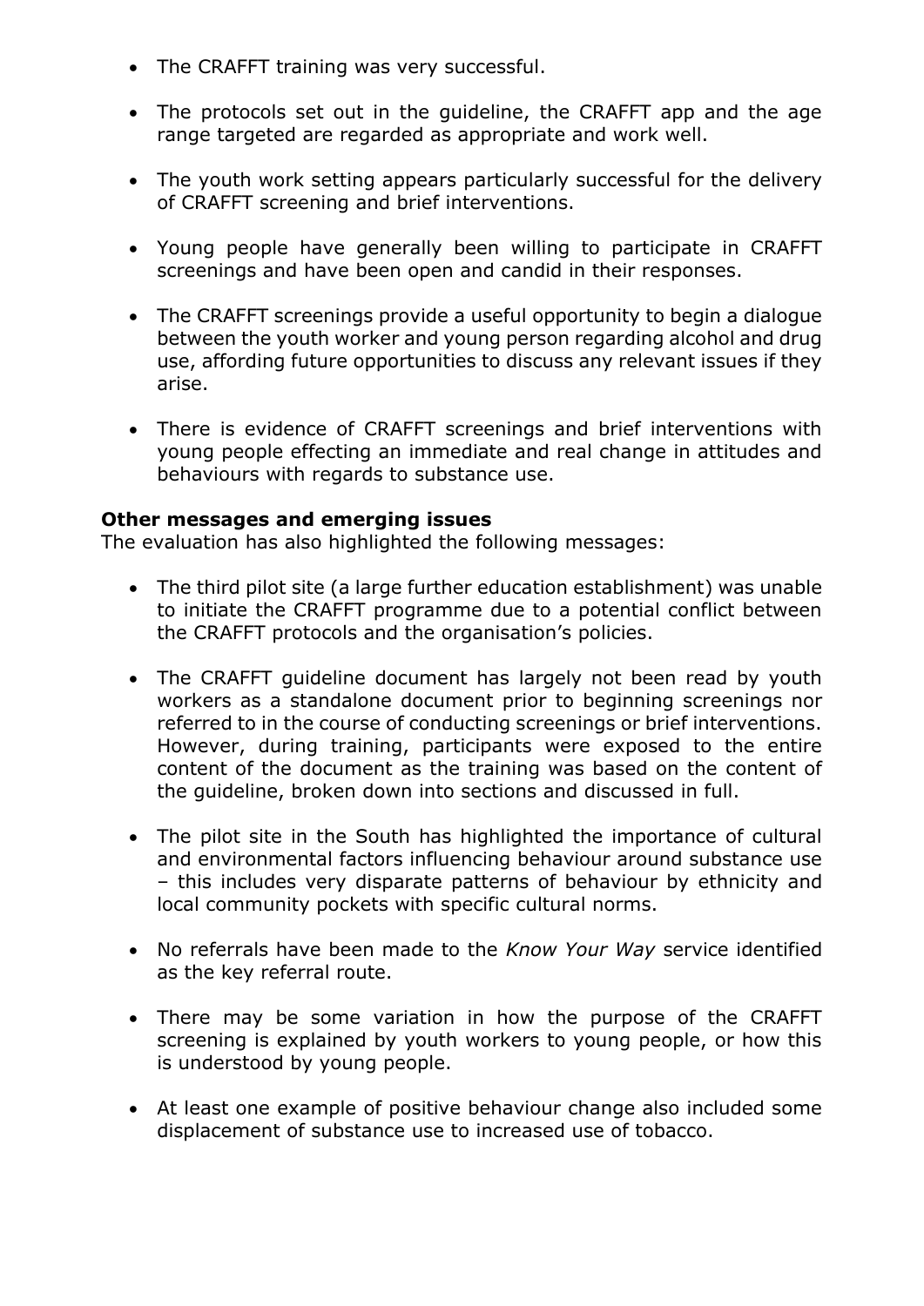- The CRAFFT training was very successful.

- The protocols set out in the guideline, the CRAFFT app and the age range targeted are regarded as appropriate and work well.

- The youth work setting appears particularly successful for the delivery of CRAFFT screening and brief interventions.

- Young people have generally been willing to participate in CRAFFT screenings and have been open and candid in their responses.

- The CRAFFT screenings provide a useful opportunity to begin a dialogue between the youth worker and young person regarding alcohol and drug use, affording future opportunities to discuss any relevant issues if they arise.

- There is evidence of CRAFFT screenings and brief interventions with young people effecting an immediate and real change in attitudes and behaviours with regards to substance use.

**Other messages and emerging issues**

The evaluation has also highlighted the following messages:

- The third pilot site (a large further education establishment) was unable to initiate the CRAFFT programme due to a potential conflict between the CRAFFT protocols and the organisation's policies.

- The CRAFFT guideline document has largely not been read by youth workers as a standalone document prior to beginning screenings nor referred to in the course of conducting screenings or brief interventions. However, during training, participants were exposed to the entire content of the document as the training was based on the content of the guideline, broken down into sections and discussed in full.

- The pilot site in the South has highlighted the importance of cultural and environmental factors influencing behaviour around substance use – this includes very disparate patterns of behaviour by ethnicity and local community pockets with specific cultural norms.

- No referrals have been made to the *Know Your Way* service identified as the key referral route.

- There may be some variation in how the purpose of the CRAFFT screening is explained by youth workers to young people, or how this is understood by young people.

- At least one example of positive behaviour change also included some displacement of substance use to increased use of tobacco.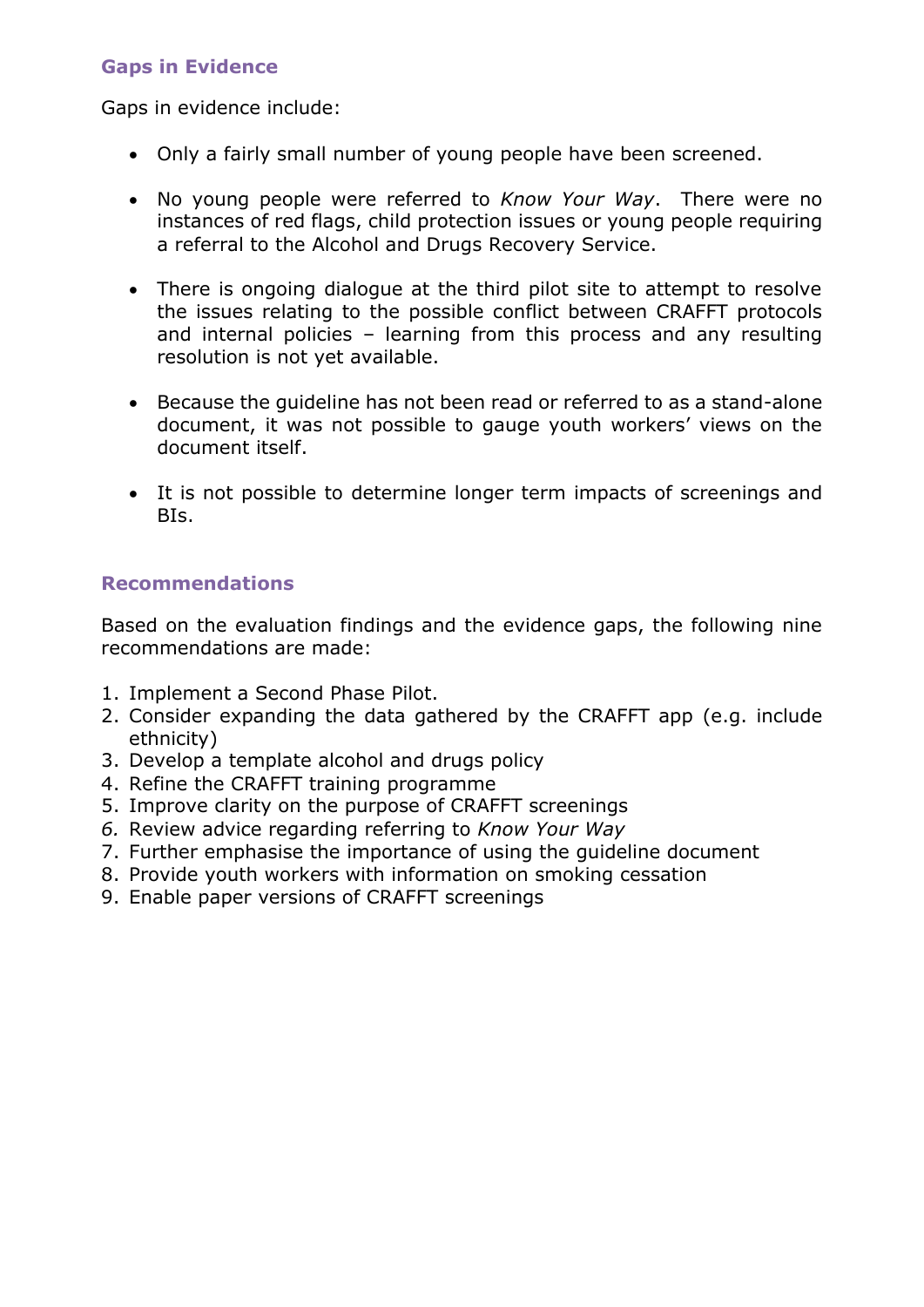## Gaps in Evidence

Gaps in evidence include:

- Only a fairly small number of young people have been screened.
- No young people were referred to *Know Your Way*. There were no instances of red flags, child protection issues or young people requiring a referral to the Alcohol and Drugs Recovery Service.
- There is ongoing dialogue at the third pilot site to attempt to resolve the issues relating to the possible conflict between CRAFFT protocols and internal policies – learning from this process and any resulting resolution is not yet available.
- Because the guideline has not been read or referred to as a stand-alone document, it was not possible to gauge youth workers' views on the document itself.
- It is not possible to determine longer term impacts of screenings and BIs.

## Recommendations

Based on the evaluation findings and the evidence gaps, the following nine recommendations are made:

1. Implement a Second Phase Pilot.
2. Consider expanding the data gathered by the CRAFFT app (e.g. include ethnicity)
3. Develop a template alcohol and drugs policy
4. Refine the CRAFFT training programme
5. Improve clarity on the purpose of CRAFFT screenings
6. Review advice regarding referring to *Know Your Way*
7. Further emphasise the importance of using the guideline document
8. Provide youth workers with information on smoking cessation
9. Enable paper versions of CRAFFT screenings